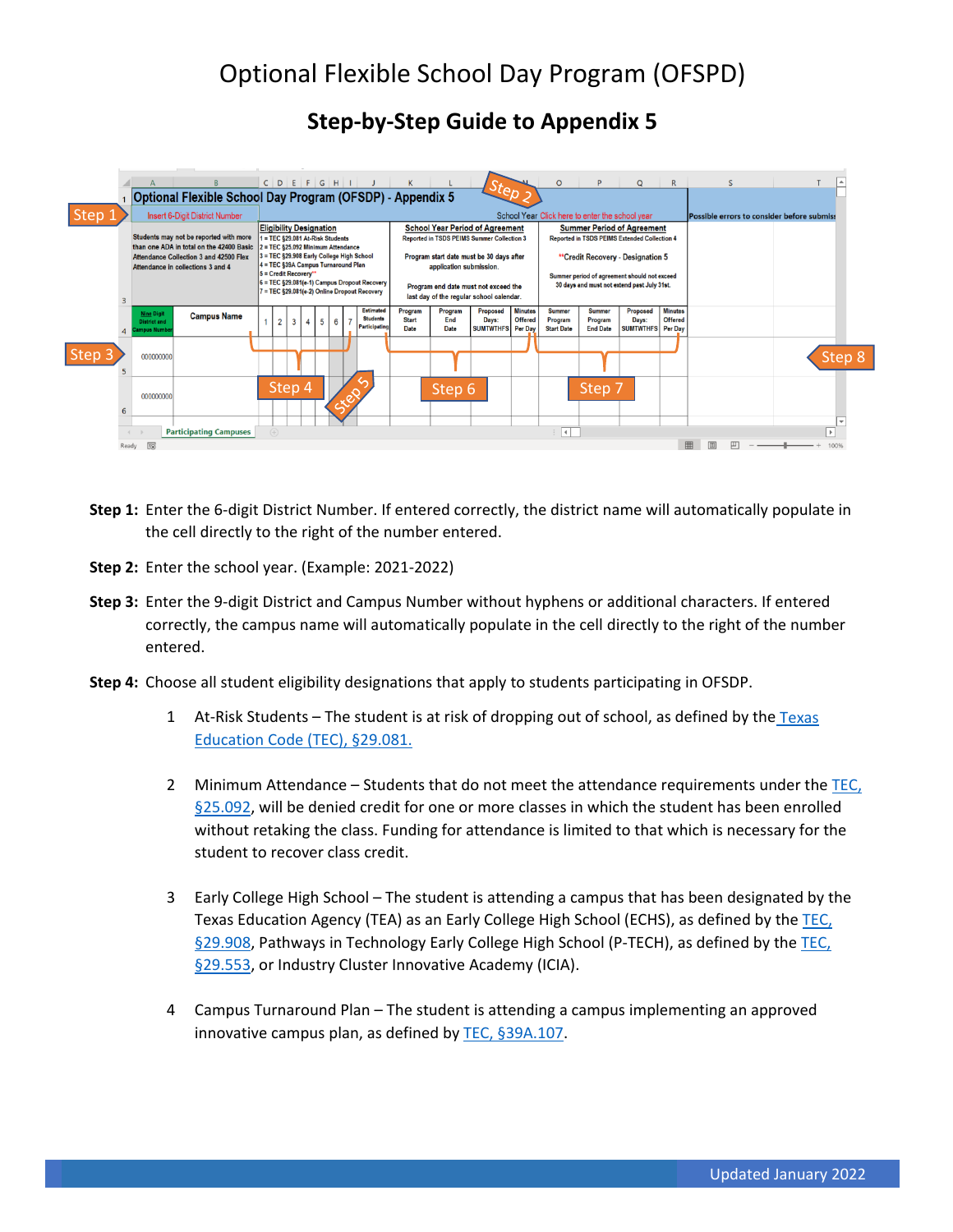# Optional Flexible School Day Program (OFSPD)

## Step-by-Step Guide to Appendix 5

**Step 1:** Enter the 6-digit District Number. If entered correctly, the district name will automatically populate in the cell directly to the right of the number entered.

**Step 2:** Enter the school year. (Example: 2021-2022)

**Step 3:** Enter the 9-digit District and Campus Number without hyphens or additional characters. If entered correctly, the campus name will automatically populate in the cell directly to the right of the number entered.

**Step 4:** Choose all student eligibility designations that apply to students participating in OFSDP.

1. At-Risk Students – The student is at risk of dropping out of school, as defined by the Texas Education Code (TEC), §29.081.

2. Minimum Attendance – Students that do not meet the attendance requirements under the TEC, §25.092, will be denied credit for one or more classes in which the student has been enrolled without retaking the class. Funding for attendance is limited to that which is necessary for the student to recover class credit.

3. Early College High School – The student is attending a campus that has been designated by the Texas Education Agency (TEA) as an Early College High School (ECHS), as defined by the TEC, §29.908, Pathways in Technology Early College High School (P-TECH), as defined by the TEC, §29.553, or Industry Cluster Innovative Academy (ICIA).

4. Campus Turnaround Plan – The student is attending a campus implementing an approved innovative campus plan, as defined by TEC, §39A.107.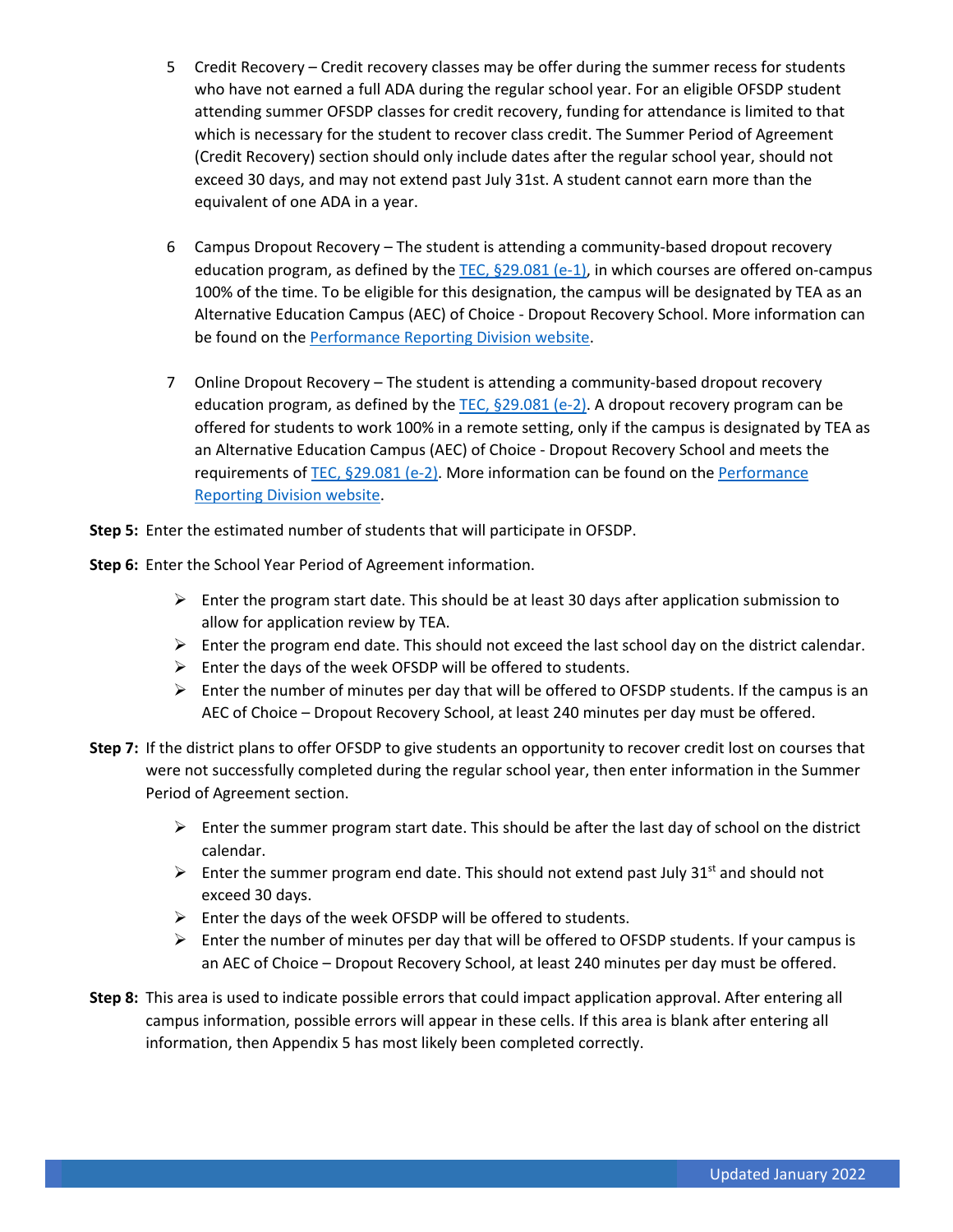5. Credit Recovery – Credit recovery classes may be offer during the summer recess for students who have not earned a full ADA during the regular school year. For an eligible OFSDP student attending summer OFSDP classes for credit recovery, funding for attendance is limited to that which is necessary for the student to recover class credit. The Summer Period of Agreement (Credit Recovery) section should only include dates after the regular school year, should not exceed 30 days, and may not extend past July 31st. A student cannot earn more than the equivalent of one ADA in a year.

6. Campus Dropout Recovery – The student is attending a community-based dropout recovery education program, as defined by the [TEC, §29.081 (e-1)](), in which courses are offered on-campus 100% of the time. To be eligible for this designation, the campus will be designated by TEA as an Alternative Education Campus (AEC) of Choice - Dropout Recovery School. More information can be found on the [Performance Reporting Division website]().

7. Online Dropout Recovery – The student is attending a community-based dropout recovery education program, as defined by the [TEC, §29.081 (e-2)](). A dropout recovery program can be offered for students to work 100% in a remote setting, only if the campus is designated by TEA as an Alternative Education Campus (AEC) of Choice - Dropout Recovery School and meets the requirements of [TEC, §29.081 (e-2)](). More information can be found on the [Performance Reporting Division website]().

**Step 5:** Enter the estimated number of students that will participate in OFSDP.

**Step 6:** Enter the School Year Period of Agreement information.

- Enter the program start date. This should be at least 30 days after application submission to allow for application review by TEA.
- Enter the program end date. This should not exceed the last school day on the district calendar.
- Enter the days of the week OFSDP will be offered to students.
- Enter the number of minutes per day that will be offered to OFSDP students. If the campus is an AEC of Choice – Dropout Recovery School, at least 240 minutes per day must be offered.

**Step 7:** If the district plans to offer OFSDP to give students an opportunity to recover credit lost on courses that were not successfully completed during the regular school year, then enter information in the Summer Period of Agreement section.

- Enter the summer program start date. This should be after the last day of school on the district calendar.
- Enter the summer program end date. This should not extend past July 31st and should not exceed 30 days.
- Enter the days of the week OFSDP will be offered to students.
- Enter the number of minutes per day that will be offered to OFSDP students. If your campus is an AEC of Choice – Dropout Recovery School, at least 240 minutes per day must be offered.

**Step 8:** This area is used to indicate possible errors that could impact application approval. After entering all campus information, possible errors will appear in these cells. If this area is blank after entering all information, then Appendix 5 has most likely been completed correctly.